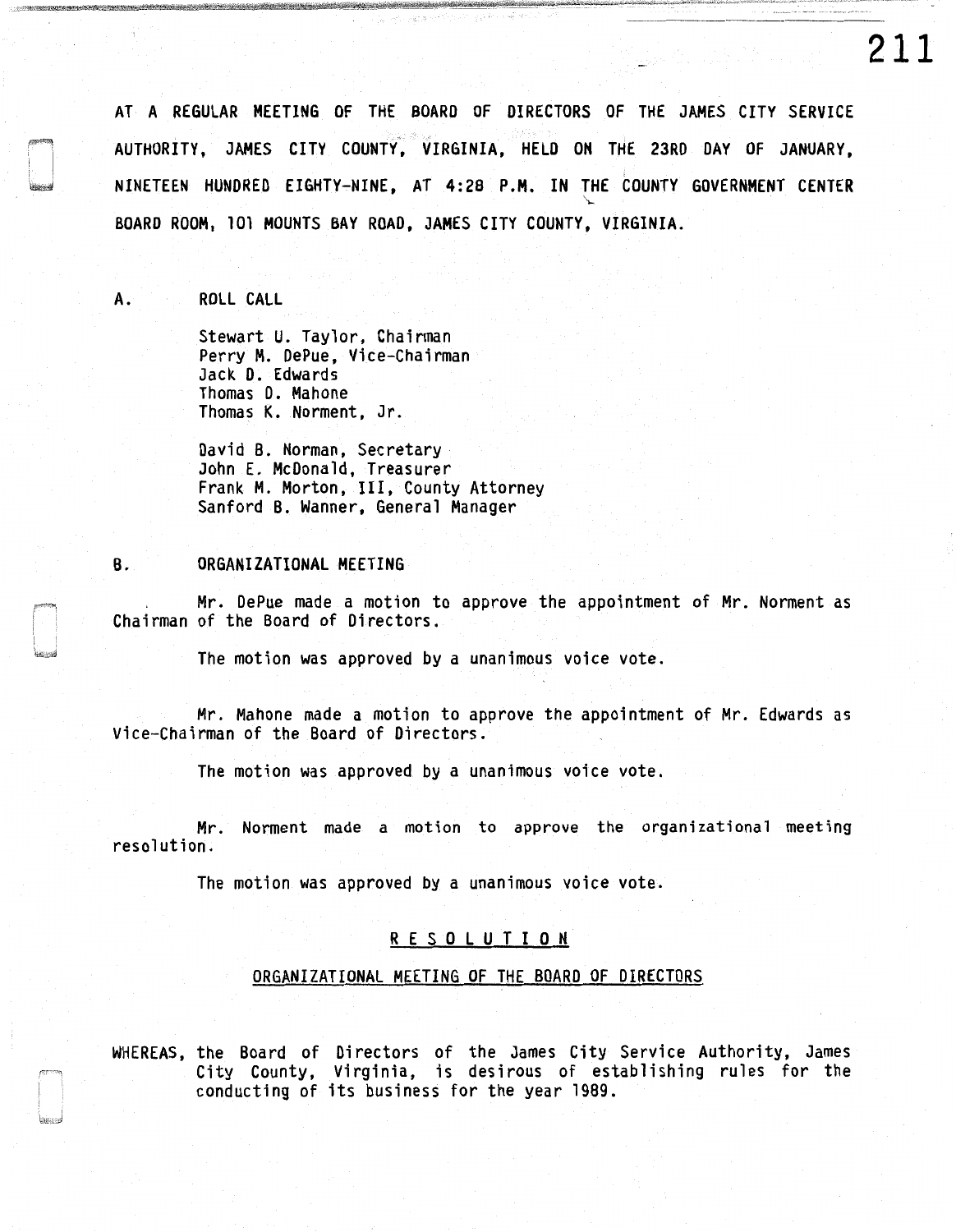AT A REGULAR MEETING OF THE BOARD OF DIRECTORS OF THE JAMES CITY SERVICE AUTHORITY, JAMES CITY COUNTY, VIRGINIA, HELD ON THE 23RD DAY OF JANUARY, NINETEEN HUNDRED EIGHTY-NINE, AT 4:28 P.M. IN THE COUNTY GOVERNMENT CENTER BOARD ROOM, 101 MOUNTS BAY ROAD, JAMES CITY COUNTY, VIRGINIA.

A. ROLL CALL

Stewart U. Taylor, Chairman
Perry M. DePue, Vice-Chairman
Jack D. Edwards
Thomas D. Mahone
Thomas K. Norment, Jr.

David B. Norman, Secretary
John E. McDonald, Treasurer
Frank M. Morton, III, County Attorney
Sanford B. Wanner, General Manager

B. ORGANIZATIONAL MEETING

Mr. DePue made a motion to approve the appointment of Mr. Norment as Chairman of the Board of Directors.

The motion was approved by a unanimous voice vote.

Mr. Mahone made a motion to approve the appointment of Mr. Edwards as Vice-Chairman of the Board of Directors.

The motion was approved by a unanimous voice vote.

Mr. Norment made a motion to approve the organizational meeting resolution.

The motion was approved by a unanimous voice vote.

## R E S O L U T I O N

### ORGANIZATIONAL MEETING OF THE BOARD OF DIRECTORS

WHEREAS, the Board of Directors of the James City Service Authority, James City County, Virginia, is desirous of establishing rules for the conducting of its business for the year 1989.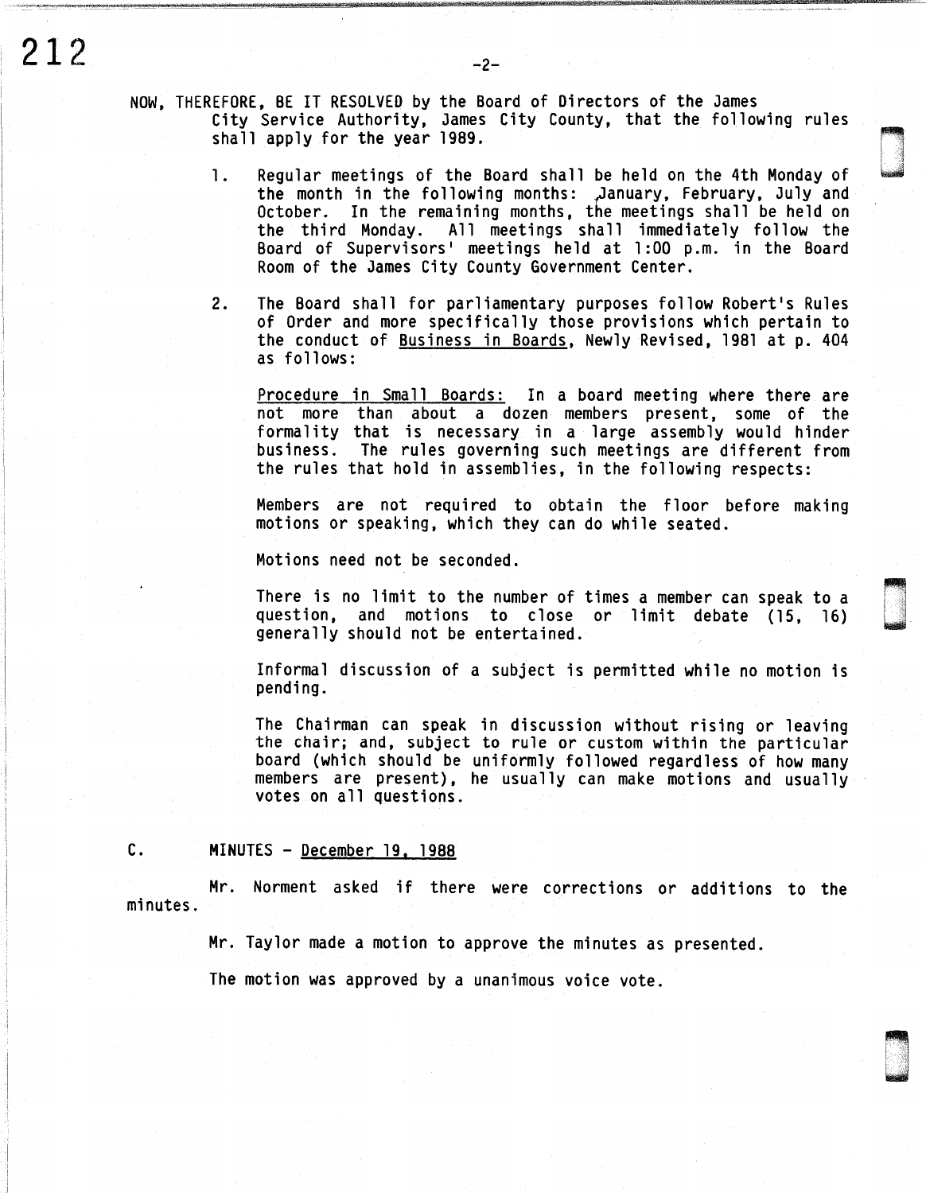NOW, THEREFORE, BE IT RESOLVED by the Board of Directors of the James City Service Authority, James City County, that the following rules shall apply for the year 1989.

1. Regular meetings of the Board shall be held on the 4th Monday of the month in the following months: January, February, July and October. In the remaining months, the meetings shall be held on the third Monday. All meetings shall immediately follow the Board of Supervisors' meetings held at 1:00 p.m. in the Board Room of the James City County Government Center.

2. The Board shall for parliamentary purposes follow Robert's Rules of Order and more specifically those provisions which pertain to the conduct of Business in Boards, Newly Revised, 1981 at p. 404 as follows:

   Procedure in Small Boards: In a board meeting where there are not more than about a dozen members present, some of the formality that is necessary in a large assembly would hinder business. The rules governing such meetings are different from the rules that hold in assemblies, in the following respects:

   Members are not required to obtain the floor before making motions or speaking, which they can do while seated.

   Motions need not be seconded.

   There is no limit to the number of times a member can speak to a question, and motions to close or limit debate (15, 16) generally should not be entertained.

   Informal discussion of a subject is permitted while no motion is pending.

   The Chairman can speak in discussion without rising or leaving the chair; and, subject to rule or custom within the particular board (which should be uniformly followed regardless of how many members are present), he usually can make motions and usually votes on all questions.

C. MINUTES - December 19, 1988

Mr. Norment asked if there were corrections or additions to the minutes.

Mr. Taylor made a motion to approve the minutes as presented.

The motion was approved by a unanimous voice vote.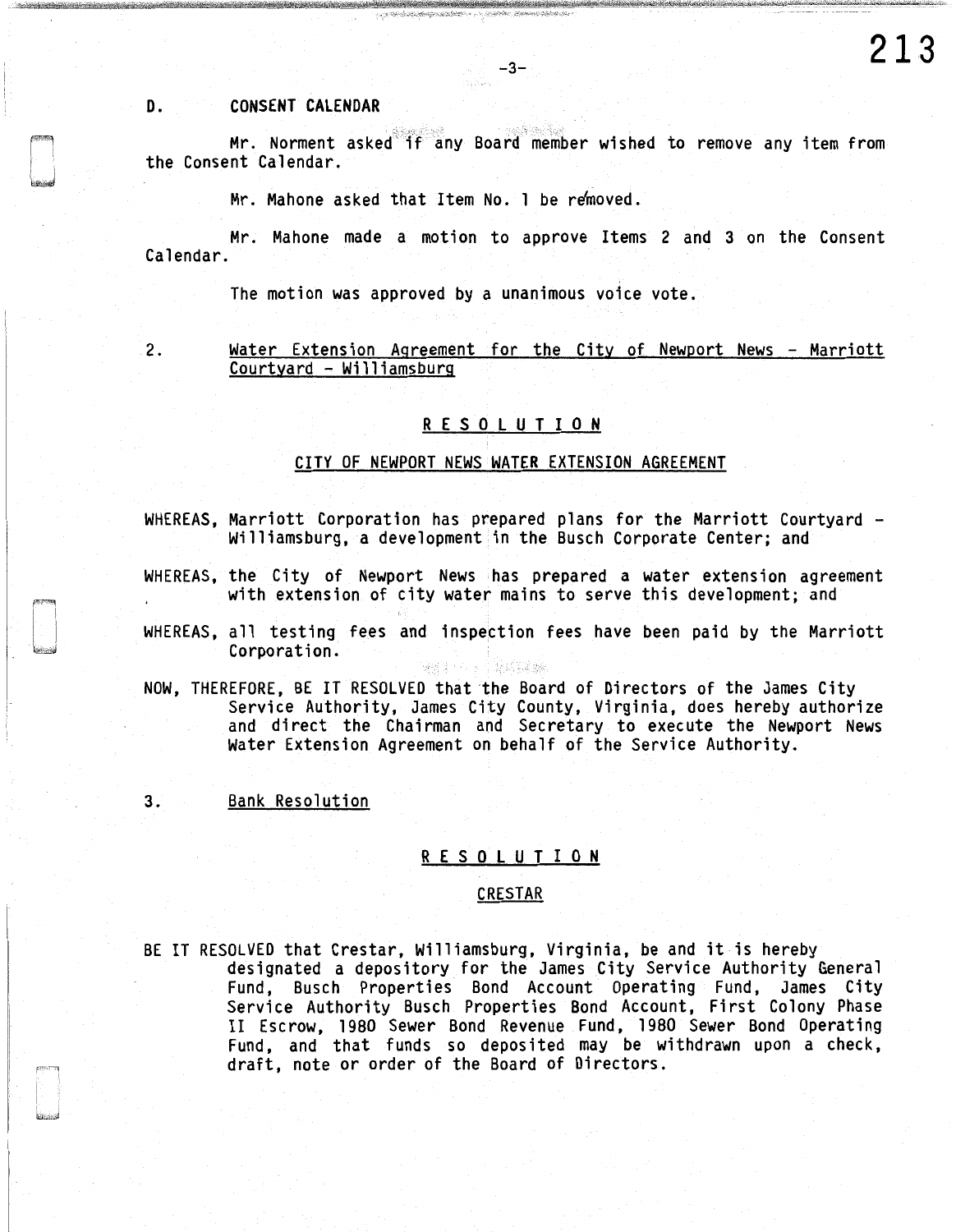D. CONSENT CALENDAR

Mr. Norment asked if any Board member wished to remove any item from the Consent Calendar.

Mr. Mahone asked that Item No. 1 be removed.

Mr. Mahone made a motion to approve Items 2 and 3 on the Consent Calendar.

The motion was approved by a unanimous voice vote.

2. Water Extension Agreement for the City of Newport News - Marriott Courtyard - Williamsburg

R E S O L U T I O N

CITY OF NEWPORT NEWS WATER EXTENSION AGREEMENT

WHEREAS, Marriott Corporation has prepared plans for the Marriott Courtyard - Williamsburg, a development in the Busch Corporate Center; and

WHEREAS, the City of Newport News has prepared a water extension agreement with extension of city water mains to serve this development; and

WHEREAS, all testing fees and inspection fees have been paid by the Marriott Corporation.

NOW, THEREFORE, BE IT RESOLVED that the Board of Directors of the James City Service Authority, James City County, Virginia, does hereby authorize and direct the Chairman and Secretary to execute the Newport News Water Extension Agreement on behalf of the Service Authority.

3. Bank Resolution

R E S O L U T I O N

CRESTAR

BE IT RESOLVED that Crestar, Williamsburg, Virginia, be and it is hereby designated a depository for the James City Service Authority General Fund, Busch Properties Bond Account Operating Fund, James City Service Authority Busch Properties Bond Account, First Colony Phase II Escrow, 1980 Sewer Bond Revenue Fund, 1980 Sewer Bond Operating Fund, and that funds so deposited may be withdrawn upon a check, draft, note or order of the Board of Directors.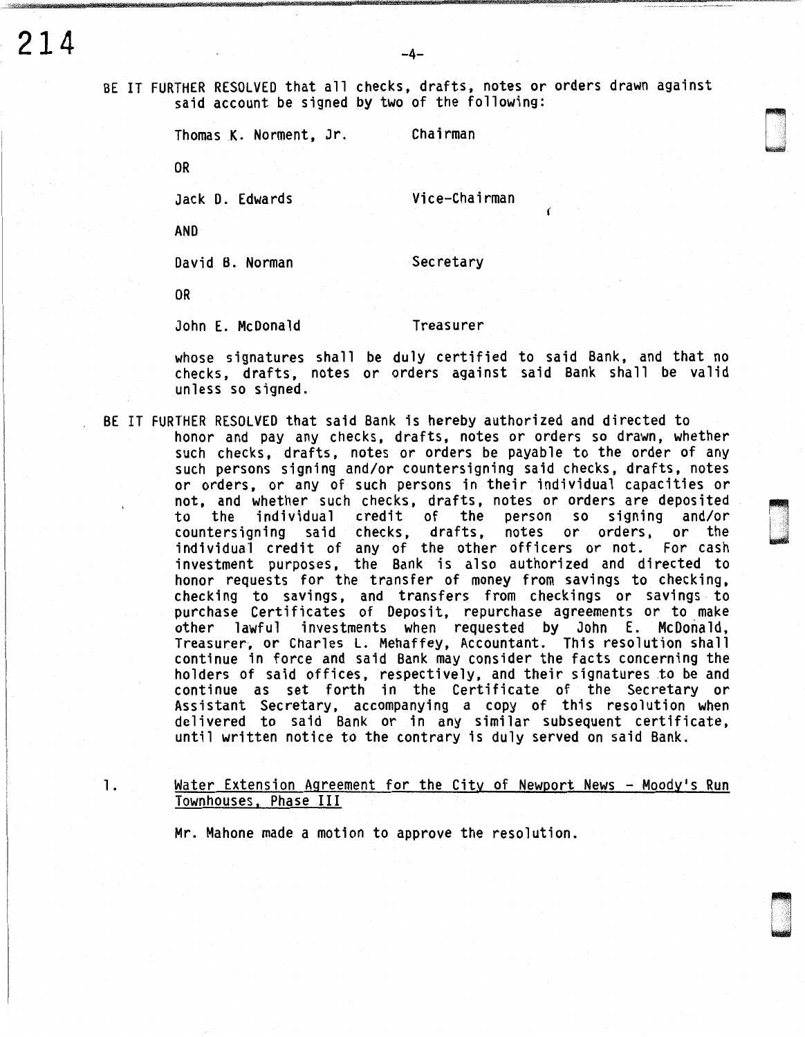BE IT FURTHER RESOLVED that all checks, drafts, notes or orders drawn against said account be signed by two of the following:

Thomas K. Norment, Jr. — Chairman

OR

Jack D. Edwards — Vice-Chairman

AND

David B. Norman — Secretary

OR

John E. McDonald — Treasurer

whose signatures shall be duly certified to said Bank, and that no checks, drafts, notes or orders against said Bank shall be valid unless so signed.

BE IT FURTHER RESOLVED that said Bank is hereby authorized and directed to honor and pay any checks, drafts, notes or orders so drawn, whether such checks, drafts, notes or orders be payable to the order of any such persons signing and/or countersigning said checks, drafts, notes or orders, or any of such persons in their individual capacities or not, and whether such checks, drafts, notes or orders are deposited to the individual credit of the person so signing and/or countersigning said checks, drafts, notes or orders, or the individual credit of any of the other officers or not. For cash investment purposes, the Bank is also authorized and directed to honor requests for the transfer of money from savings to checking, checking to savings, and transfers from checkings or savings to purchase Certificates of Deposit, repurchase agreements or to make other lawful investments when requested by John E. McDonald, Treasurer, or Charles L. Mehaffey, Accountant. This resolution shall continue in force and said Bank may consider the facts concerning the holders of said offices, respectively, and their signatures to be and continue as set forth in the Certificate of the Secretary or Assistant Secretary, accompanying a copy of this resolution when delivered to said Bank or in any similar subsequent certificate, until written notice to the contrary is duly served on said Bank.

1. <u>Water Extension Agreement for the City of Newport News - Moody's Run Townhouses, Phase III</u>

Mr. Mahone made a motion to approve the resolution.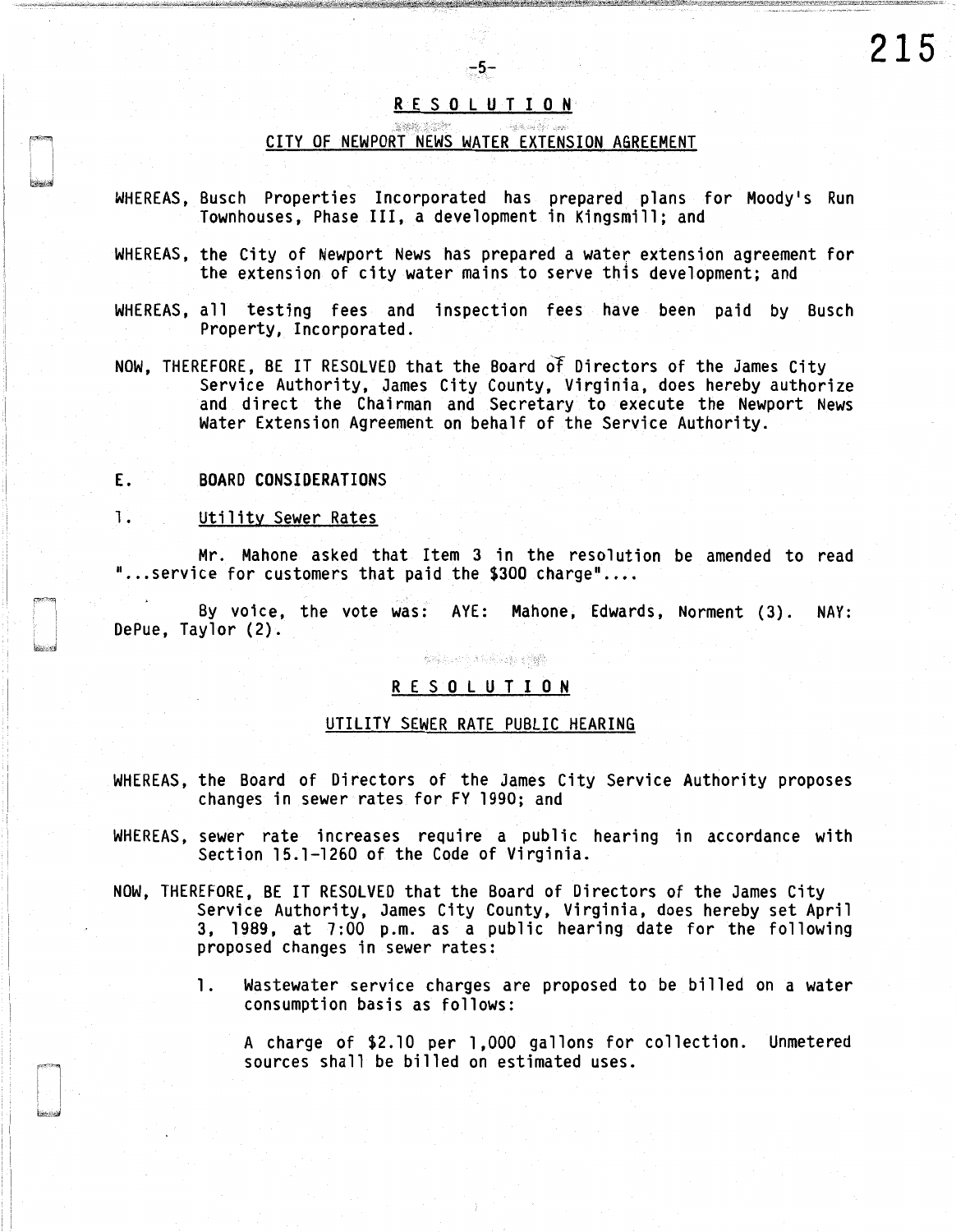## RESOLUTION

### CITY OF NEWPORT NEWS WATER EXTENSION AGREEMENT

WHEREAS, Busch Properties Incorporated has prepared plans for Moody's Run Townhouses, Phase III, a development in Kingsmill; and

WHEREAS, the City of Newport News has prepared a water extension agreement for the extension of city water mains to serve this development; and

WHEREAS, all testing fees and inspection fees have been paid by Busch Property, Incorporated.

NOW, THEREFORE, BE IT RESOLVED that the Board of Directors of the James City Service Authority, James City County, Virginia, does hereby authorize and direct the Chairman and Secretary to execute the Newport News Water Extension Agreement on behalf of the Service Authority.

E. BOARD CONSIDERATIONS

1. Utility Sewer Rates

Mr. Mahone asked that Item 3 in the resolution be amended to read "...service for customers that paid the $300 charge"....

By voice, the vote was: AYE: Mahone, Edwards, Norment (3). NAY: DePue, Taylor (2).

## RESOLUTION

### UTILITY SEWER RATE PUBLIC HEARING

WHEREAS, the Board of Directors of the James City Service Authority proposes changes in sewer rates for FY 1990; and

WHEREAS, sewer rate increases require a public hearing in accordance with Section 15.1-1260 of the Code of Virginia.

NOW, THEREFORE, BE IT RESOLVED that the Board of Directors of the James City Service Authority, James City County, Virginia, does hereby set April 3, 1989, at 7:00 p.m. as a public hearing date for the following proposed changes in sewer rates:

1. Wastewater service charges are proposed to be billed on a water consumption basis as follows:

   A charge of $2.10 per 1,000 gallons for collection. Unmetered sources shall be billed on estimated uses.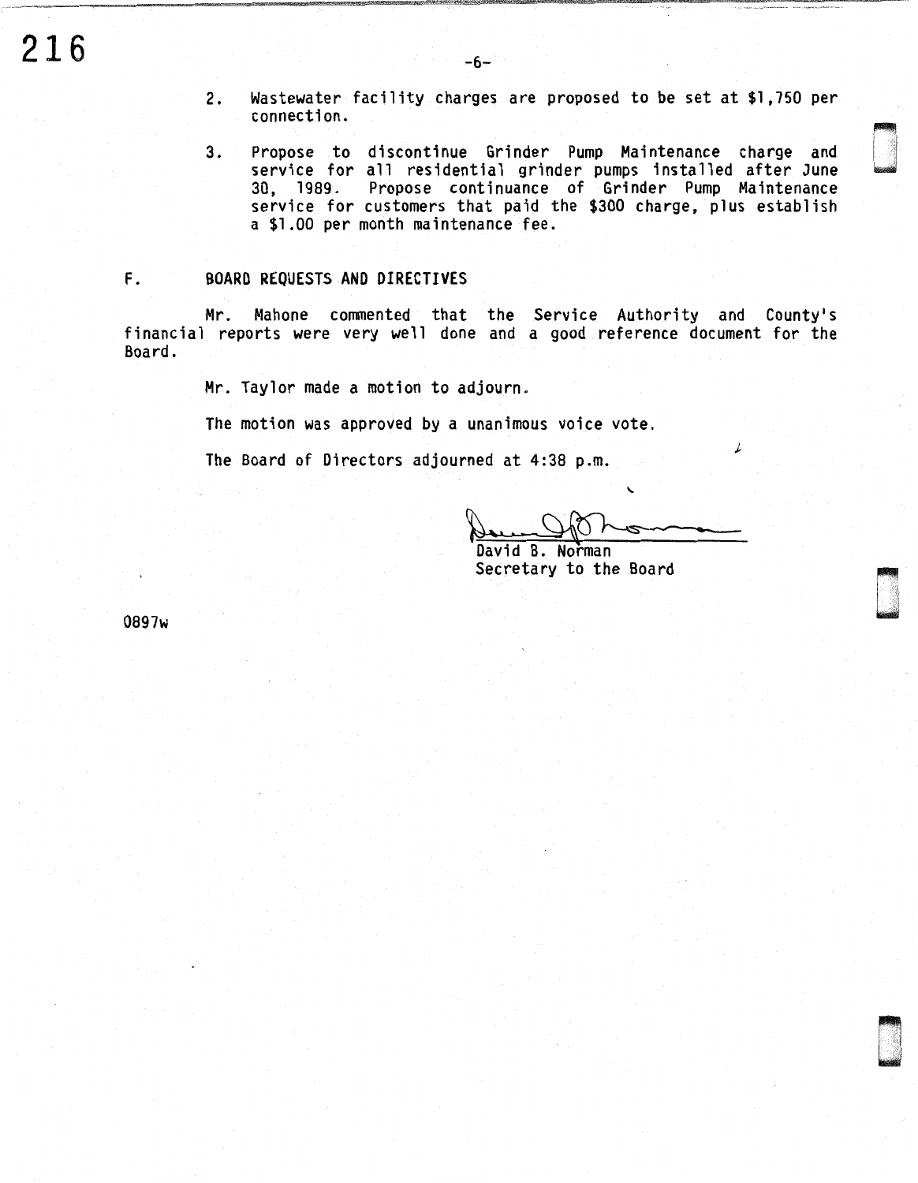2. Wastewater facility charges are proposed to be set at $1,750 per connection.

3. Propose to discontinue Grinder Pump Maintenance charge and service for all residential grinder pumps installed after June 30, 1989. Propose continuance of Grinder Pump Maintenance service for customers that paid the $300 charge, plus establish a $1.00 per month maintenance fee.

F. BOARD REQUESTS AND DIRECTIVES

Mr. Mahone commented that the Service Authority and County's financial reports were very well done and a good reference document for the Board.

Mr. Taylor made a motion to adjourn.

The motion was approved by a unanimous voice vote.

The Board of Directors adjourned at 4:38 p.m.

David B. Norman
Secretary to the Board

0897w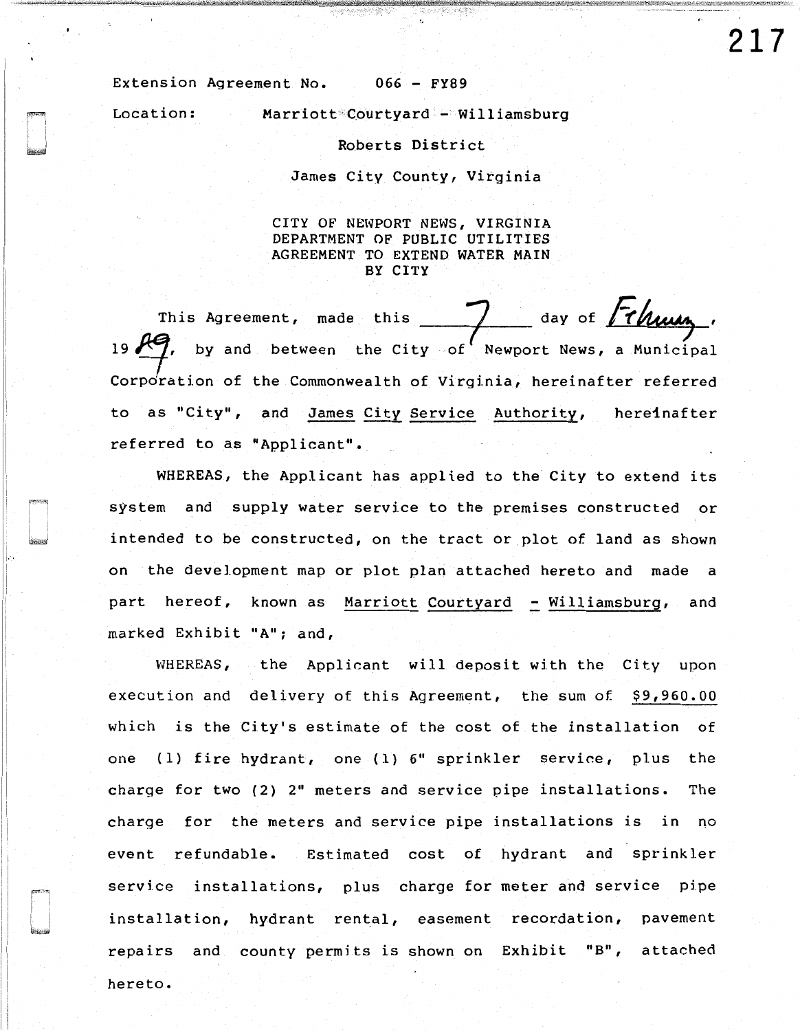Extension Agreement No. 066 - FY89

Location: Marriott Courtyard - Williamsburg

Roberts District

James City County, Virginia

CITY OF NEWPORT NEWS, VIRGINIA
DEPARTMENT OF PUBLIC UTILITIES
AGREEMENT TO EXTEND WATER MAIN
BY CITY

This Agreement, made this 7 day of February, 1989, by and between the City of Newport News, a Municipal Corporation of the Commonwealth of Virginia, hereinafter referred to as "City", and James City Service Authority, hereinafter referred to as "Applicant".

WHEREAS, the Applicant has applied to the City to extend its system and supply water service to the premises constructed or intended to be constructed, on the tract or plot of land as shown on the development map or plot plan attached hereto and made a part hereof, known as Marriott Courtyard - Williamsburg, and marked Exhibit "A"; and,

WHEREAS, the Applicant will deposit with the City upon execution and delivery of this Agreement, the sum of $9,960.00 which is the City's estimate of the cost of the installation of one (1) fire hydrant, one (1) 6" sprinkler service, plus the charge for two (2) 2" meters and service pipe installations. The charge for the meters and service pipe installations is in no event refundable. Estimated cost of hydrant and sprinkler service installations, plus charge for meter and service pipe installation, hydrant rental, easement recordation, pavement repairs and county permits is shown on Exhibit "B", attached hereto.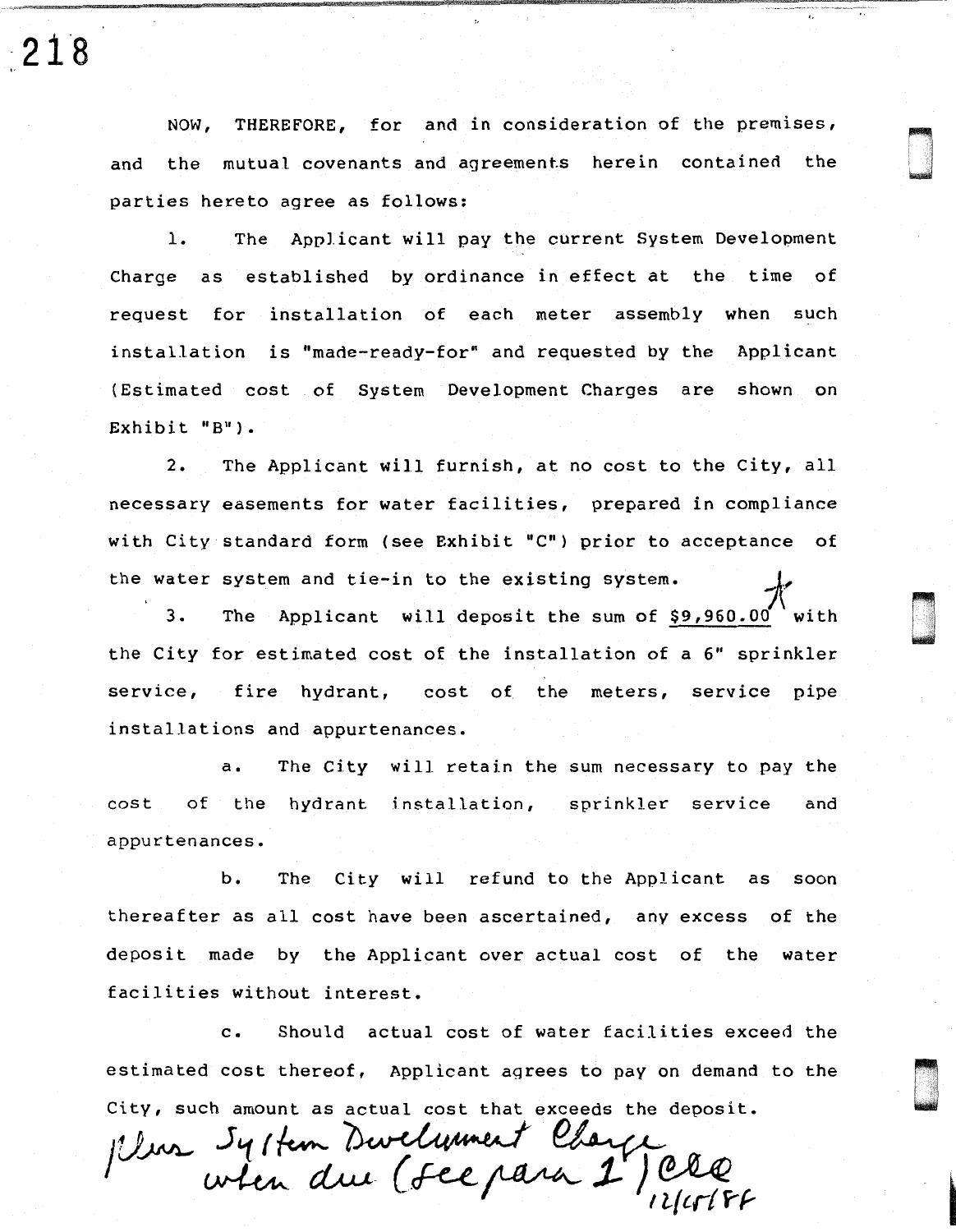NOW, THEREFORE, for and in consideration of the premises, and the mutual covenants and agreements herein contained the parties hereto agree as follows:

1. The Applicant will pay the current System Development Charge as established by ordinance in effect at the time of request for installation of each meter assembly when such installation is "made-ready-for" and requested by the Applicant (Estimated cost of System Development Charges are shown on Exhibit "B").

2. The Applicant will furnish, at no cost to the City, all necessary easements for water facilities, prepared in compliance with City standard form (see Exhibit "C") prior to acceptance of the water system and tie-in to the existing system.

3. The Applicant will deposit the sum of $9,960.00* with the City for estimated cost of the installation of a 6" sprinkler service, fire hydrant, cost of the meters, service pipe installations and appurtenances.

   a. The City will retain the sum necessary to pay the cost of the hydrant installation, sprinkler service and appurtenances.

   b. The City will refund to the Applicant as soon thereafter as all cost have been ascertained, any excess of the deposit made by the Applicant over actual cost of the water facilities without interest.

   c. Should actual cost of water facilities exceed the estimated cost thereof, Applicant agrees to pay on demand to the City, such amount as actual cost that exceeds the deposit.

*Plus System Development Charge when due (see para 1) CLQ 12/15/88*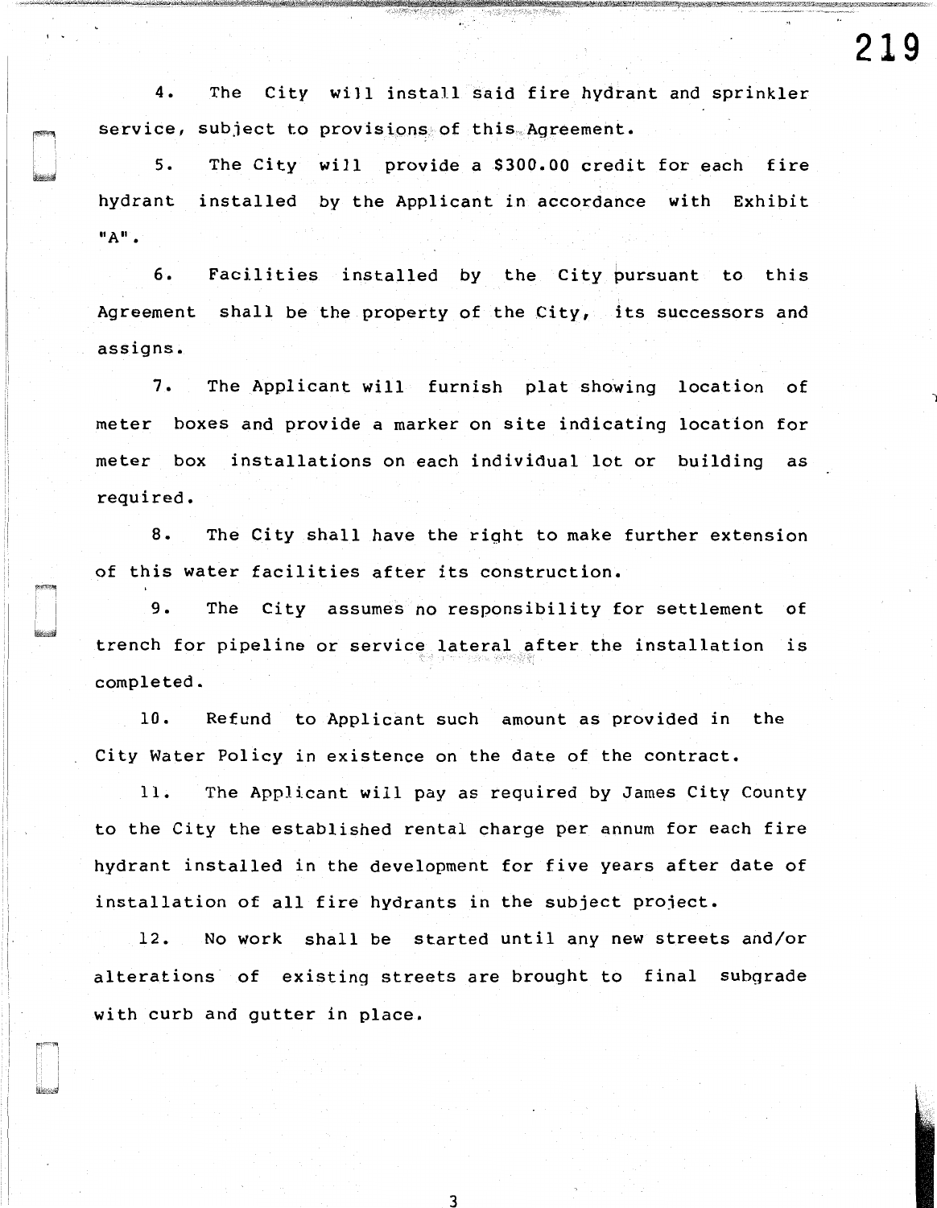4. The City will install said fire hydrant and sprinkler service, subject to provisions of this Agreement.

5. The City will provide a $300.00 credit for each fire hydrant installed by the Applicant in accordance with Exhibit "A".

6. Facilities installed by the City pursuant to this Agreement shall be the property of the City, its successors and assigns.

7. The Applicant will furnish plat showing location of meter boxes and provide a marker on site indicating location for meter box installations on each individual lot or building as required.

8. The City shall have the right to make further extension of this water facilities after its construction.

9. The City assumes no responsibility for settlement of trench for pipeline or service lateral after the installation is completed.

10. Refund to Applicant such amount as provided in the City Water Policy in existence on the date of the contract.

11. The Applicant will pay as required by James City County to the City the established rental charge per annum for each fire hydrant installed in the development for five years after date of installation of all fire hydrants in the subject project.

12. No work shall be started until any new streets and/or alterations of existing streets are brought to final subgrade with curb and gutter in place.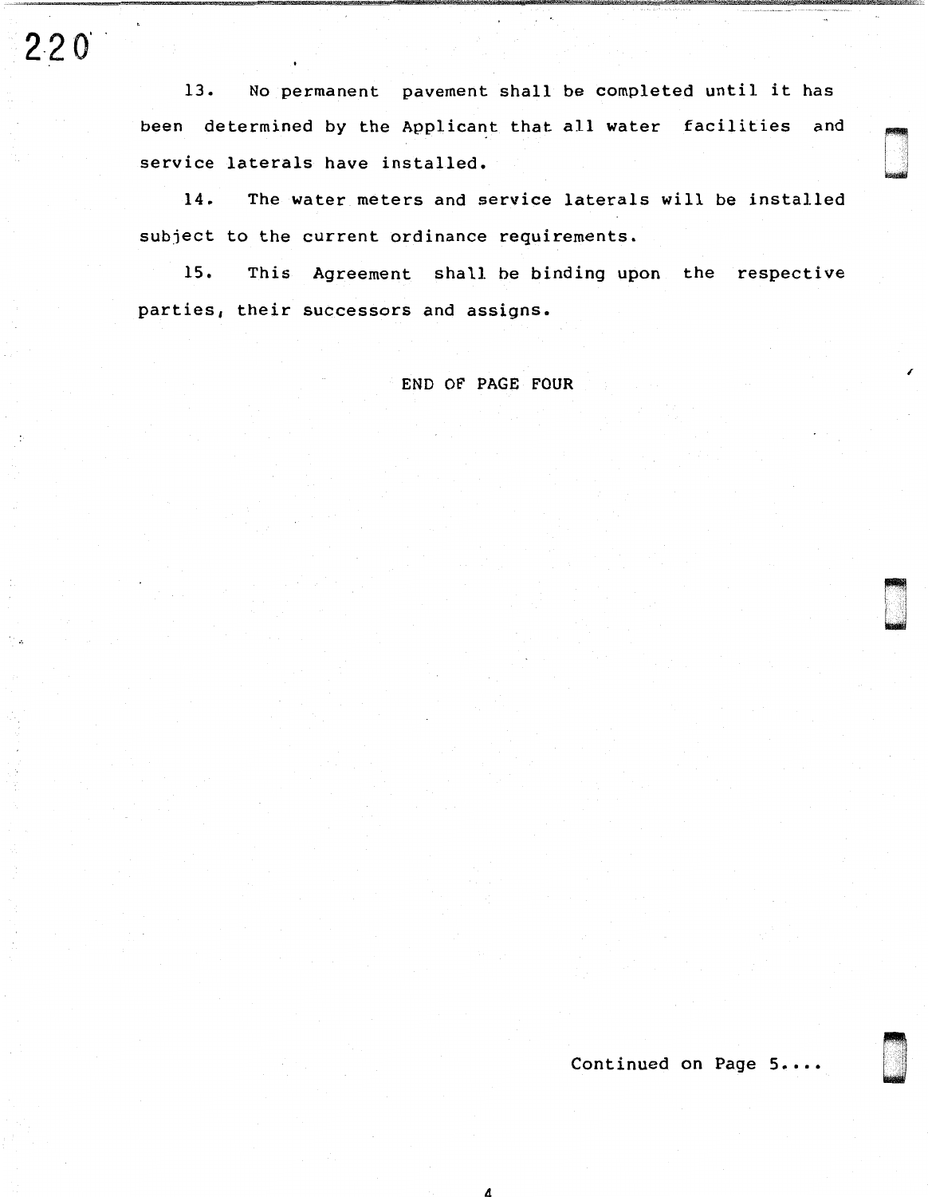13. No permanent pavement shall be completed until it has been determined by the Applicant that all water facilities and service laterals have installed.

14. The water meters and service laterals will be installed subject to the current ordinance requirements.

15. This Agreement shall be binding upon the respective parties, their successors and assigns.

END OF PAGE FOUR

Continued on Page 5....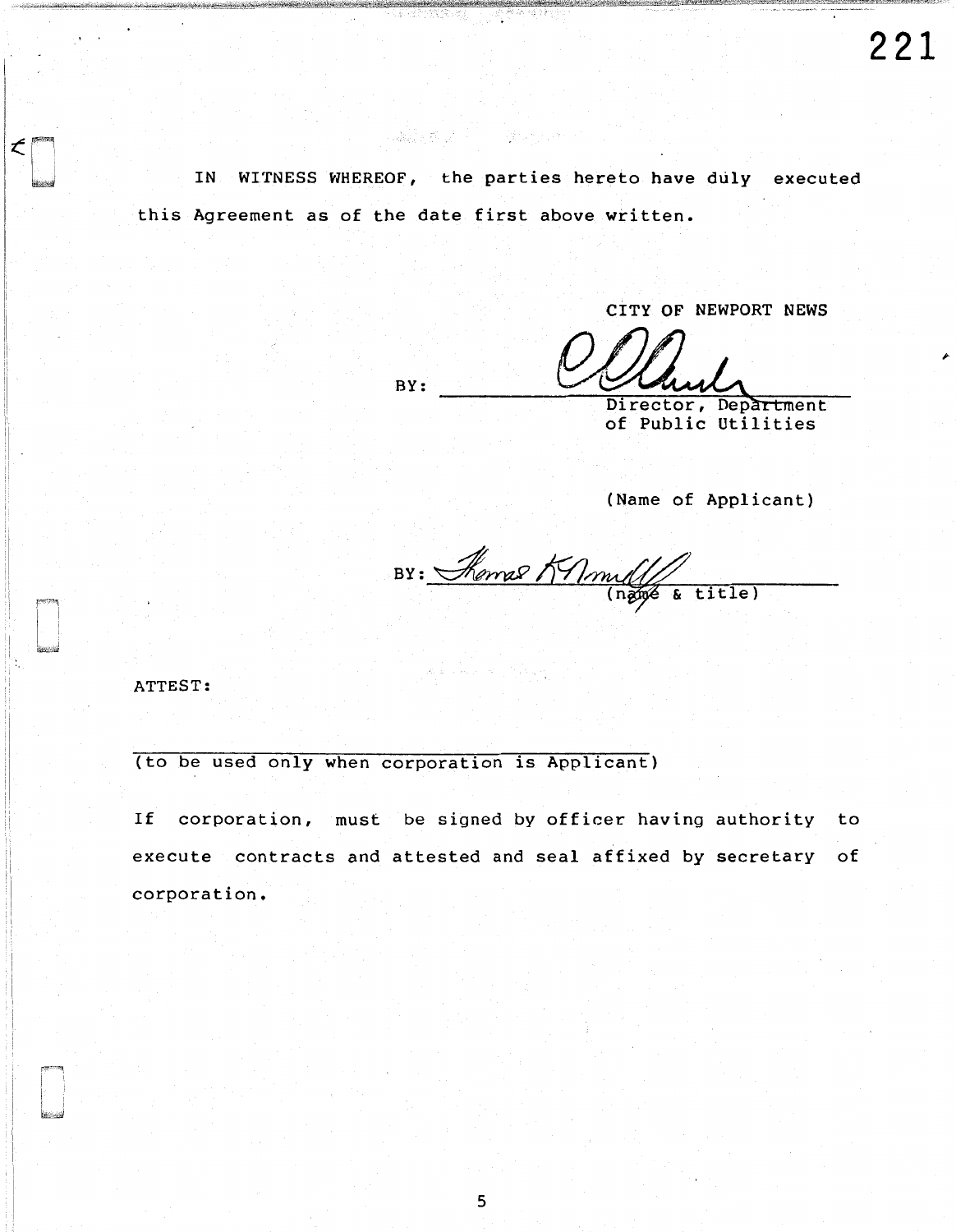IN WITNESS WHEREOF, the parties hereto have duly executed this Agreement as of the date first above written.

CITY OF NEWPORT NEWS

BY: ______________________________
Director, Department of Public Utilities

(Name of Applicant)

BY: ______________________________
(name & title)

ATTEST:

______________________________
(to be used only when corporation is Applicant)

If corporation, must be signed by officer having authority to execute contracts and attested and seal affixed by secretary of corporation.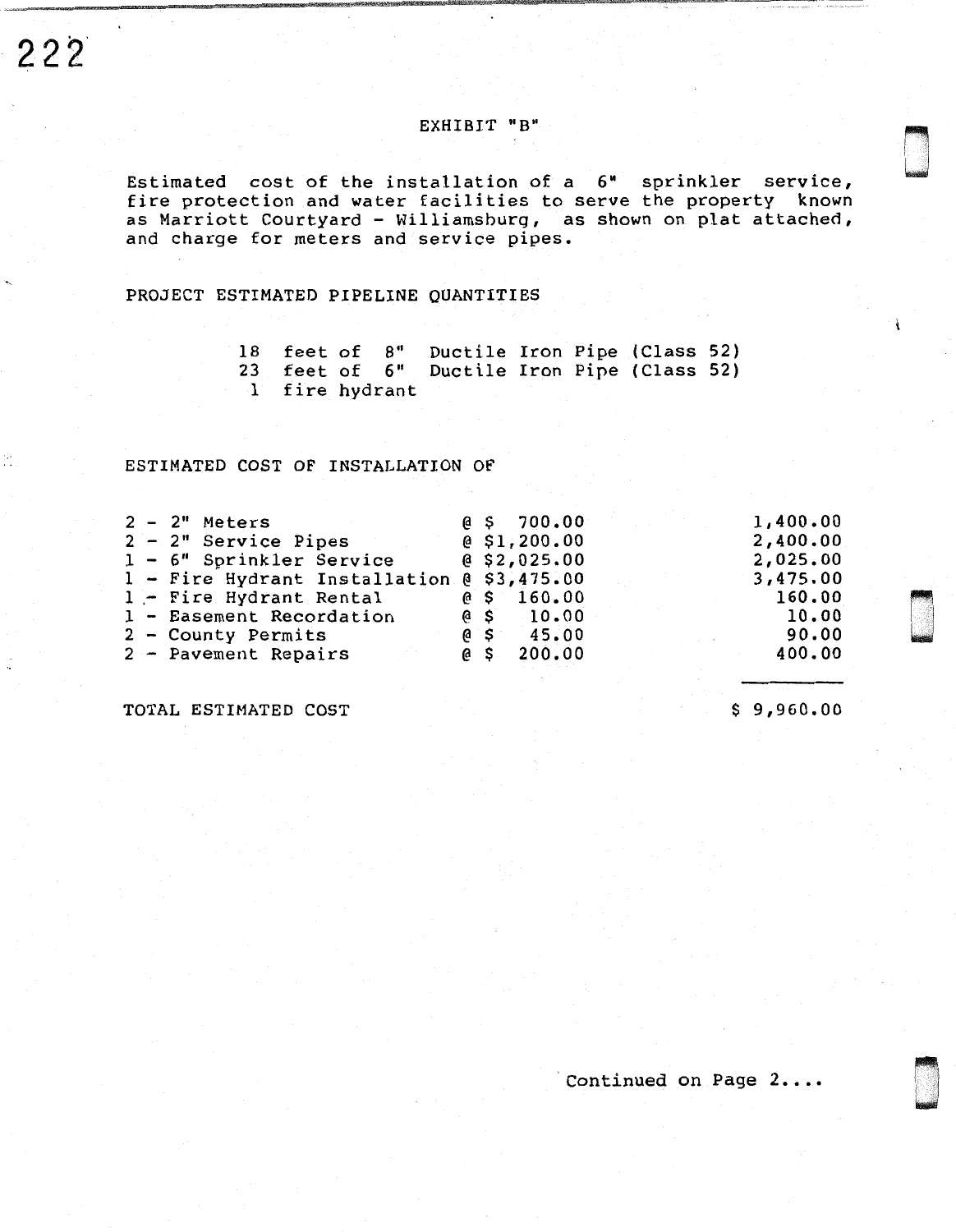# EXHIBIT "B"

Estimated cost of the installation of a 6" sprinkler service, fire protection and water facilities to serve the property known as Marriott Courtyard - Williamsburg, as shown on plat attached, and charge for meters and service pipes.

PROJECT ESTIMATED PIPELINE QUANTITIES

18 feet of 8" Ductile Iron Pipe (Class 52)
23 feet of 6" Ductile Iron Pipe (Class 52)
1 fire hydrant

ESTIMATED COST OF INSTALLATION OF

| Item | Unit Cost | Total |
|---|---|---|
| 2 - 2" Meters | @ $ 700.00 | 1,400.00 |
| 2 - 2" Service Pipes | @ $1,200.00 | 2,400.00 |
| 1 - 6" Sprinkler Service | @ $2,025.00 | 2,025.00 |
| 1 - Fire Hydrant Installation | @ $3,475.00 | 3,475.00 |
| 1 - Fire Hydrant Rental | @ $ 160.00 | 160.00 |
| 1 - Easement Recordation | @ $ 10.00 | 10.00 |
| 2 - County Permits | @ $ 45.00 | 90.00 |
| 2 - Pavement Repairs | @ $ 200.00 | 400.00 |
| TOTAL ESTIMATED COST | | $ 9,960.00 |

Continued on Page 2....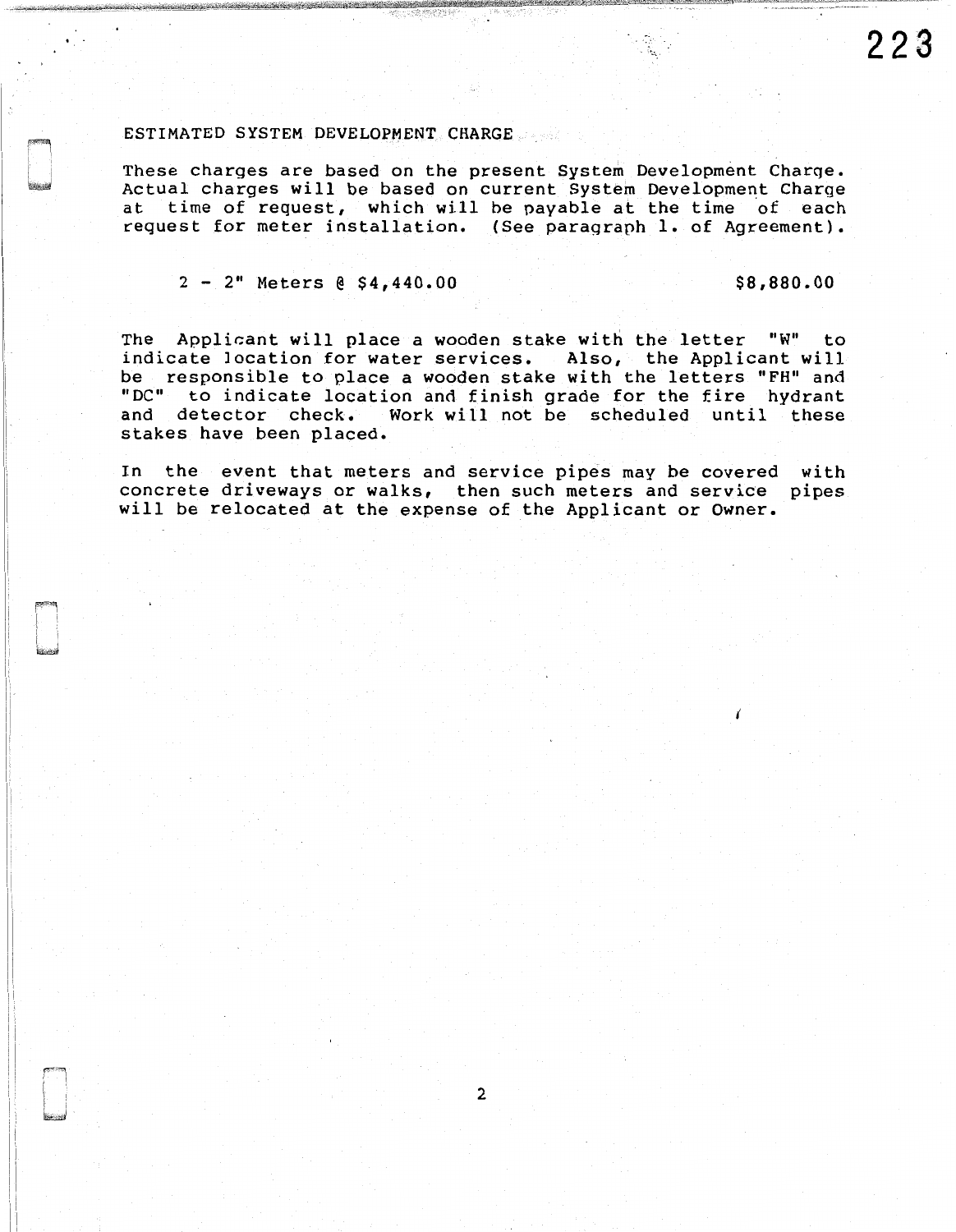## ESTIMATED SYSTEM DEVELOPMENT CHARGE

These charges are based on the present System Development Charge. Actual charges will be based on current System Development Charge at time of request, which will be payable at the time of each request for meter installation. (See paragraph 1. of Agreement).

| | |
|---|---|
| 2 - 2" Meters @ $4,440.00 | $8,880.00 |

The Applicant will place a wooden stake with the letter "W" to indicate location for water services. Also, the Applicant will be responsible to place a wooden stake with the letters "FH" and "DC" to indicate location and finish grade for the fire hydrant and detector check. Work will not be scheduled until these stakes have been placed.

In the event that meters and service pipes may be covered with concrete driveways or walks, then such meters and service pipes will be relocated at the expense of the Applicant or Owner.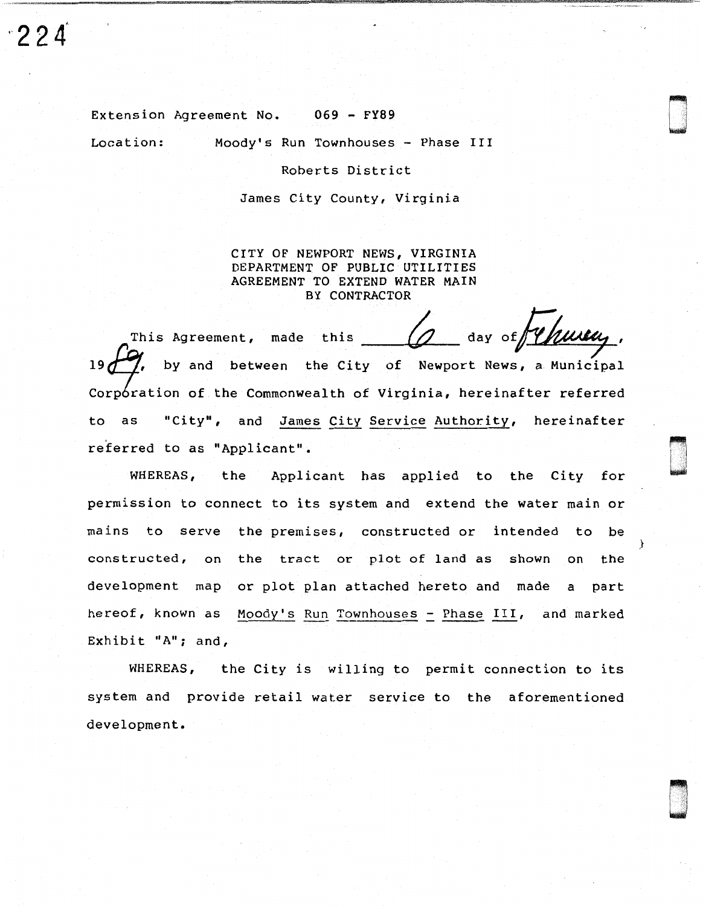Extension Agreement No. 069 - FY89

Location: Moody's Run Townhouses - Phase III

Roberts District

James City County, Virginia

CITY OF NEWPORT NEWS, VIRGINIA
DEPARTMENT OF PUBLIC UTILITIES
AGREEMENT TO EXTEND WATER MAIN
BY CONTRACTOR

This Agreement, made this 6 day of February, 1989, by and between the City of Newport News, a Municipal Corporation of the Commonwealth of Virginia, hereinafter referred to as "City", and James City Service Authority, hereinafter referred to as "Applicant".

WHEREAS, the Applicant has applied to the City for permission to connect to its system and extend the water main or mains to serve the premises, constructed or intended to be constructed, on the tract or plot of land as shown on the development map or plot plan attached hereto and made a part hereof, known as Moody's Run Townhouses - Phase III, and marked Exhibit "A"; and,

WHEREAS, the City is willing to permit connection to its system and provide retail water service to the aforementioned development.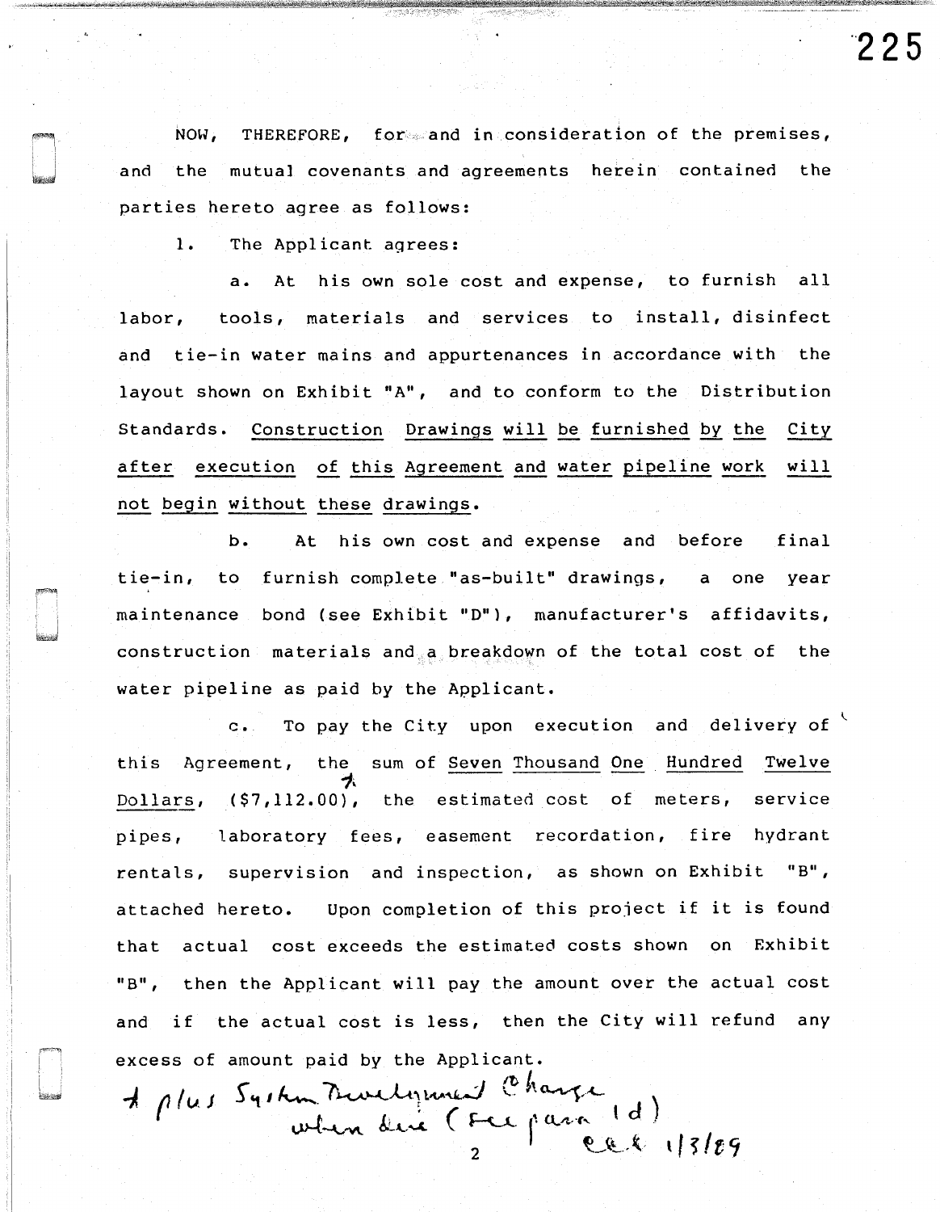NOW, THEREFORE, for and in consideration of the premises, and the mutual covenants and agreements herein contained the parties hereto agree as follows:

1. The Applicant agrees:

a. At his own sole cost and expense, to furnish all labor, tools, materials and services to install, disinfect and tie-in water mains and appurtenances in accordance with the layout shown on Exhibit "A", and to conform to the Distribution Standards. <u>Construction Drawings will be furnished by the City after execution of this Agreement and water pipeline work will not begin without these drawings</u>.

b. At his own cost and expense and before final tie-in, to furnish complete "as-built" drawings, a one year maintenance bond (see Exhibit "D"), manufacturer's affidavits, construction materials and a breakdown of the total cost of the water pipeline as paid by the Applicant.

c. To pay the City upon execution and delivery of this Agreement, the sum of <u>Seven Thousand One Hundred Twelve Dollars</u>, ($7,112.00)*, the estimated cost of meters, service pipes, laboratory fees, easement recordation, fire hydrant rentals, supervision and inspection, as shown on Exhibit "B", attached hereto. Upon completion of this project if it is found that actual cost exceeds the estimated costs shown on Exhibit "B", then the Applicant will pay the amount over the actual cost and if the actual cost is less, then the City will refund any excess of amount paid by the Applicant.

* plus System Development Charge when due (see para 1d) eek 1/3/89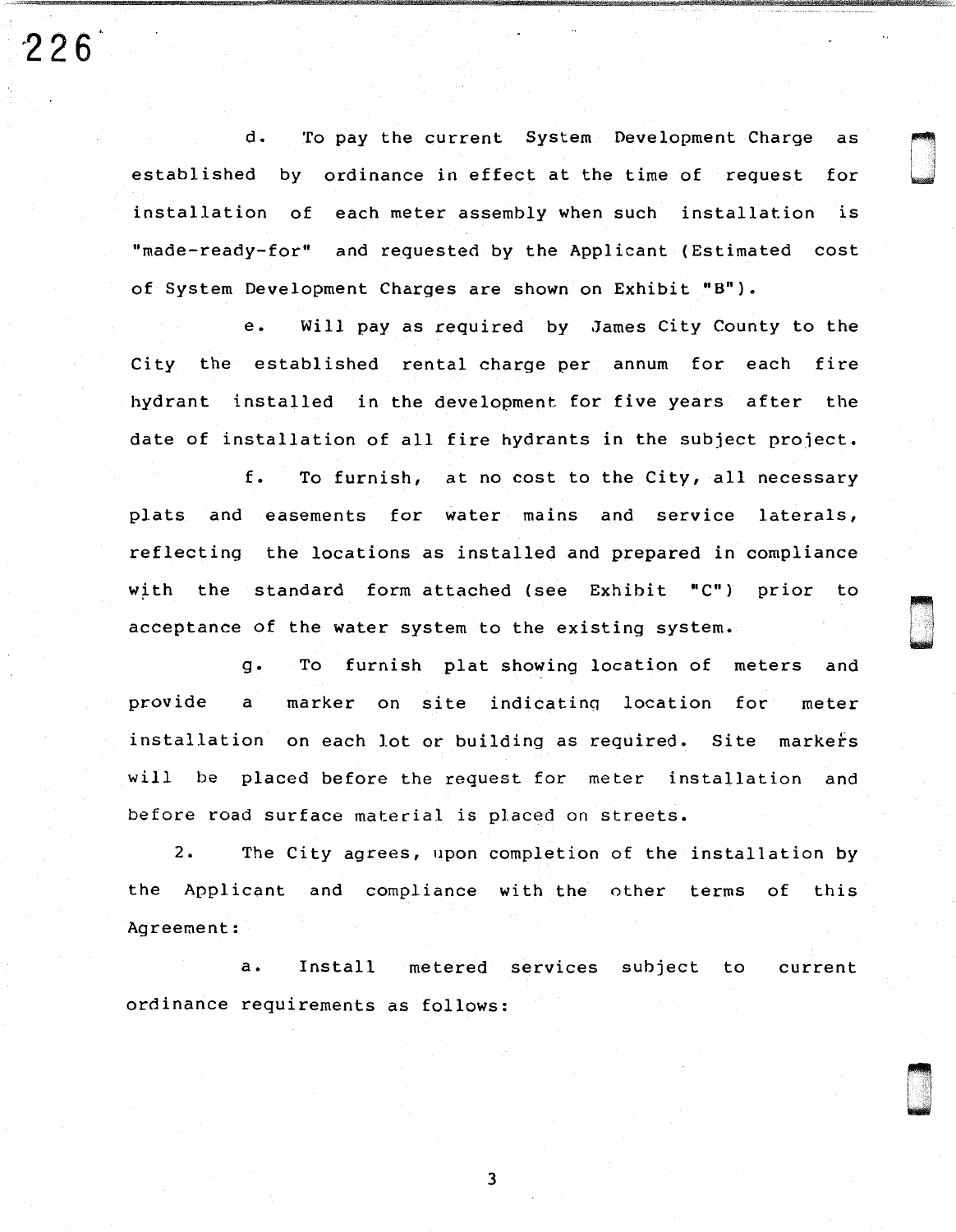d. To pay the current System Development Charge as established by ordinance in effect at the time of request for installation of each meter assembly when such installation is "made-ready-for" and requested by the Applicant (Estimated cost of System Development Charges are shown on Exhibit "B").

e. Will pay as required by James City County to the City the established rental charge per annum for each fire hydrant installed in the development for five years after the date of installation of all fire hydrants in the subject project.

f. To furnish, at no cost to the City, all necessary plats and easements for water mains and service laterals, reflecting the locations as installed and prepared in compliance with the standard form attached (see Exhibit "C") prior to acceptance of the water system to the existing system.

g. To furnish plat showing location of meters and provide a marker on site indicating location for meter installation on each lot or building as required. Site markers will be placed before the request for meter installation and before road surface material is placed on streets.

2. The City agrees, upon completion of the installation by the Applicant and compliance with the other terms of this Agreement:

a. Install metered services subject to current ordinance requirements as follows: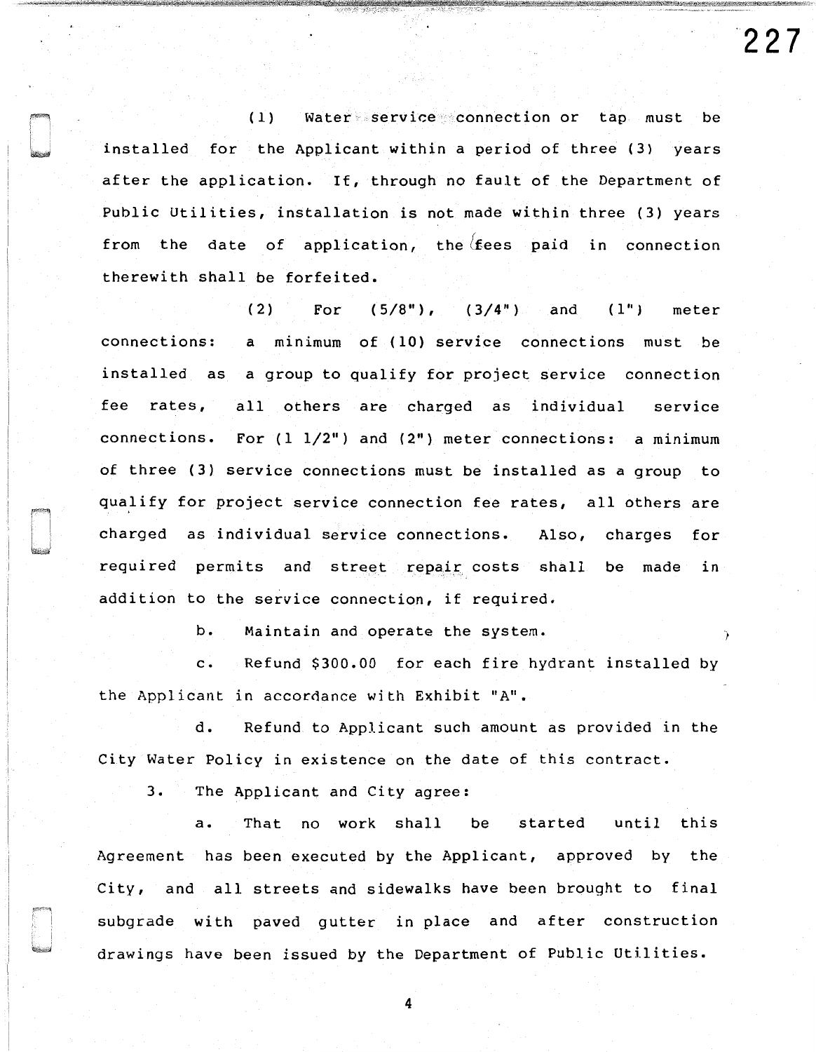(1) Water service connection or tap must be installed for the Applicant within a period of three (3) years after the application. If, through no fault of the Department of Public Utilities, installation is not made within three (3) years from the date of application, the fees paid in connection therewith shall be forfeited.

(2) For (5/8"), (3/4") and (1") meter connections: a minimum of (10) service connections must be installed as a group to qualify for project service connection fee rates, all others are charged as individual service connections. For (1 1/2") and (2") meter connections: a minimum of three (3) service connections must be installed as a group to qualify for project service connection fee rates, all others are charged as individual service connections. Also, charges for required permits and street repair costs shall be made in addition to the service connection, if required.

b. Maintain and operate the system.

c. Refund $300.00 for each fire hydrant installed by the Applicant in accordance with Exhibit "A".

d. Refund to Applicant such amount as provided in the City Water Policy in existence on the date of this contract.

3. The Applicant and City agree:

a. That no work shall be started until this Agreement has been executed by the Applicant, approved by the City, and all streets and sidewalks have been brought to final subgrade with paved gutter in place and after construction drawings have been issued by the Department of Public Utilities.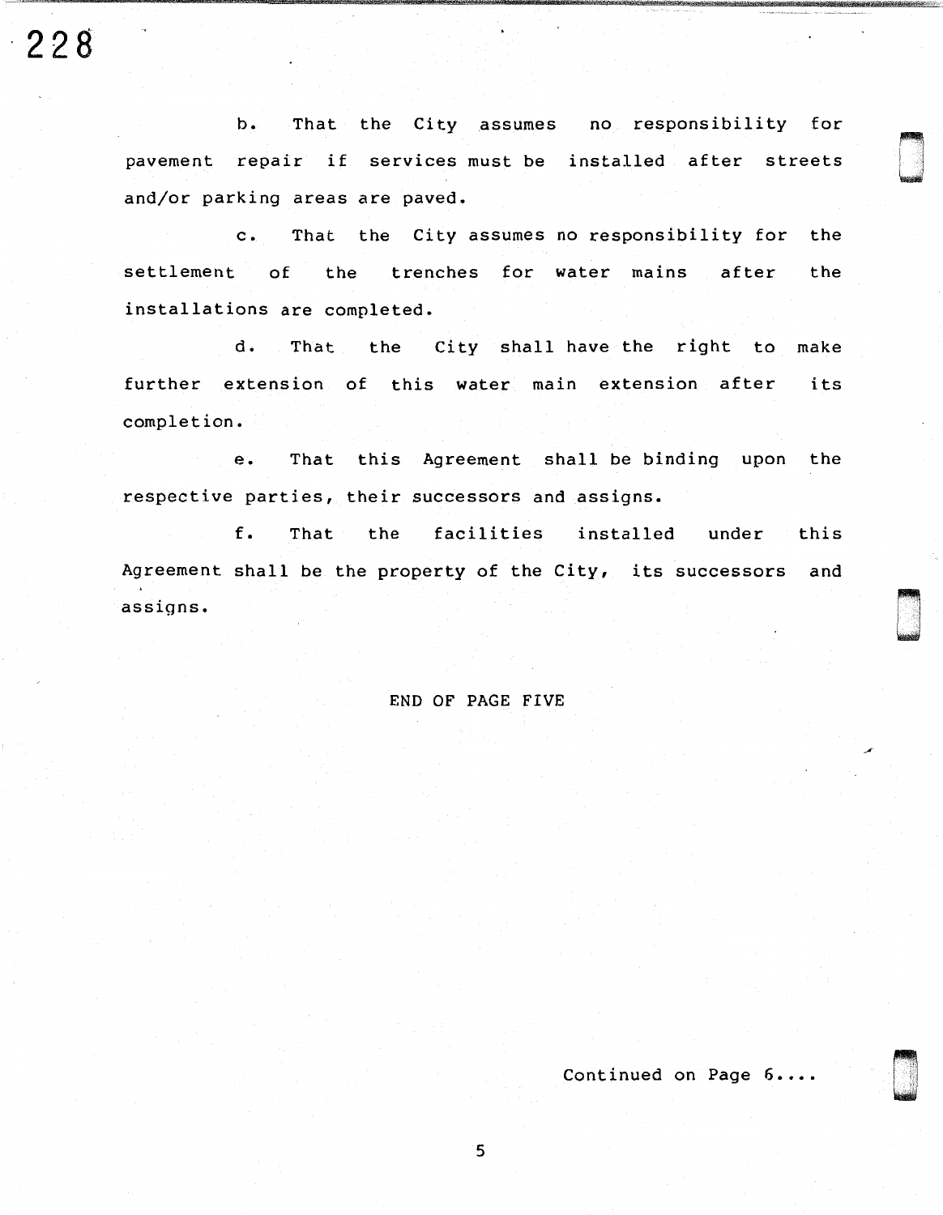b. That the City assumes no responsibility for pavement repair if services must be installed after streets and/or parking areas are paved.

c. That the City assumes no responsibility for the settlement of the trenches for water mains after the installations are completed.

d. That the City shall have the right to make further extension of this water main extension after its completion.

e. That this Agreement shall be binding upon the respective parties, their successors and assigns.

f. That the facilities installed under this Agreement shall be the property of the City, its successors and assigns.

END OF PAGE FIVE

Continued on Page 6....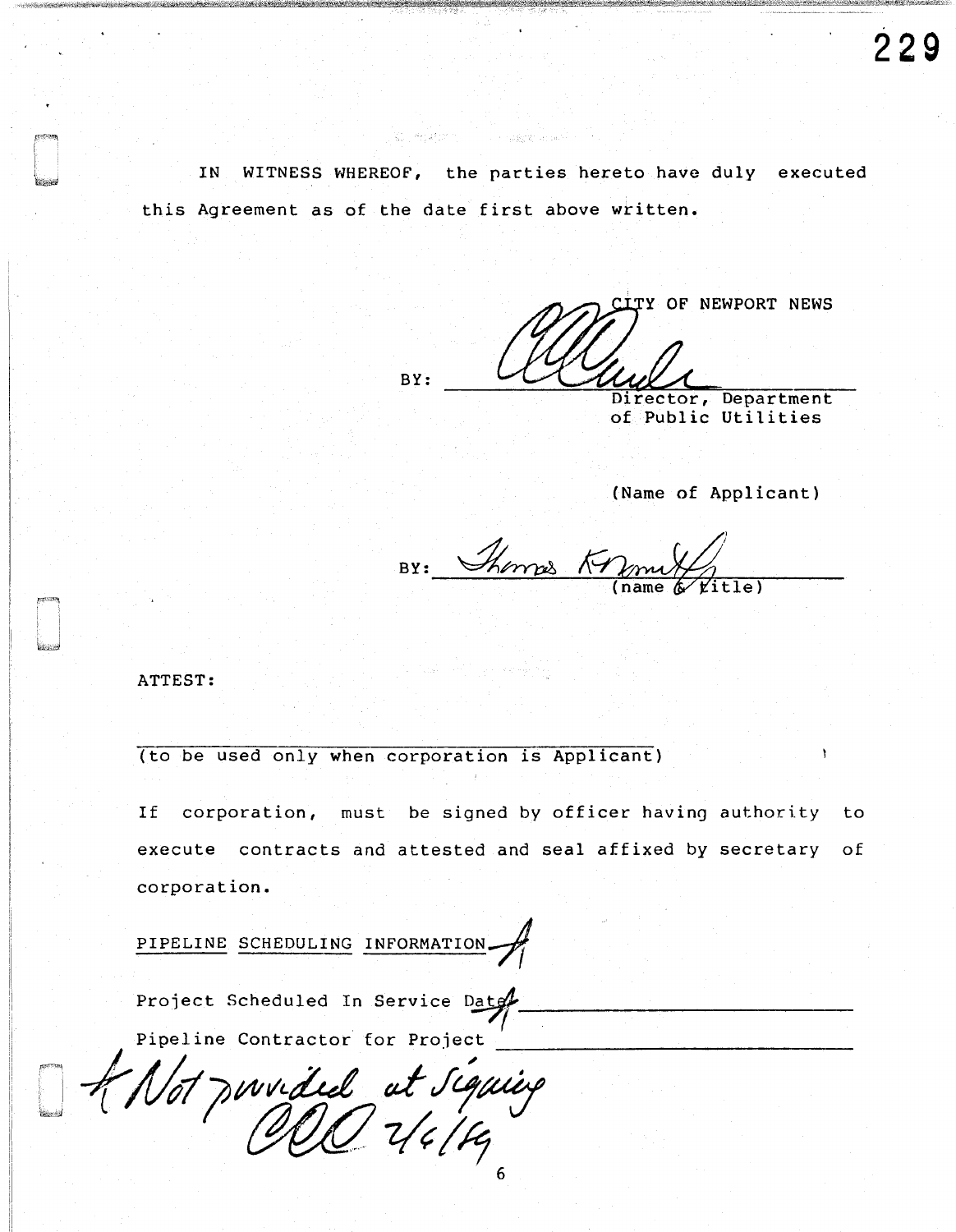IN WITNESS WHEREOF, the parties hereto have duly executed this Agreement as of the date first above written.

CITY OF NEWPORT NEWS

BY: ______________________
Director, Department of Public Utilities

(Name of Applicant)

BY: ______________________
(name & title)

ATTEST:

______________________
(to be used only when corporation is Applicant)

If corporation, must be signed by officer having authority to execute contracts and attested and seal affixed by secretary of corporation.

PIPELINE SCHEDULING INFORMATION*

Project Scheduled In Service Date* ______________________

Pipeline Contractor for Project ______________________

*Not provided at Signing
CCC 2/6/89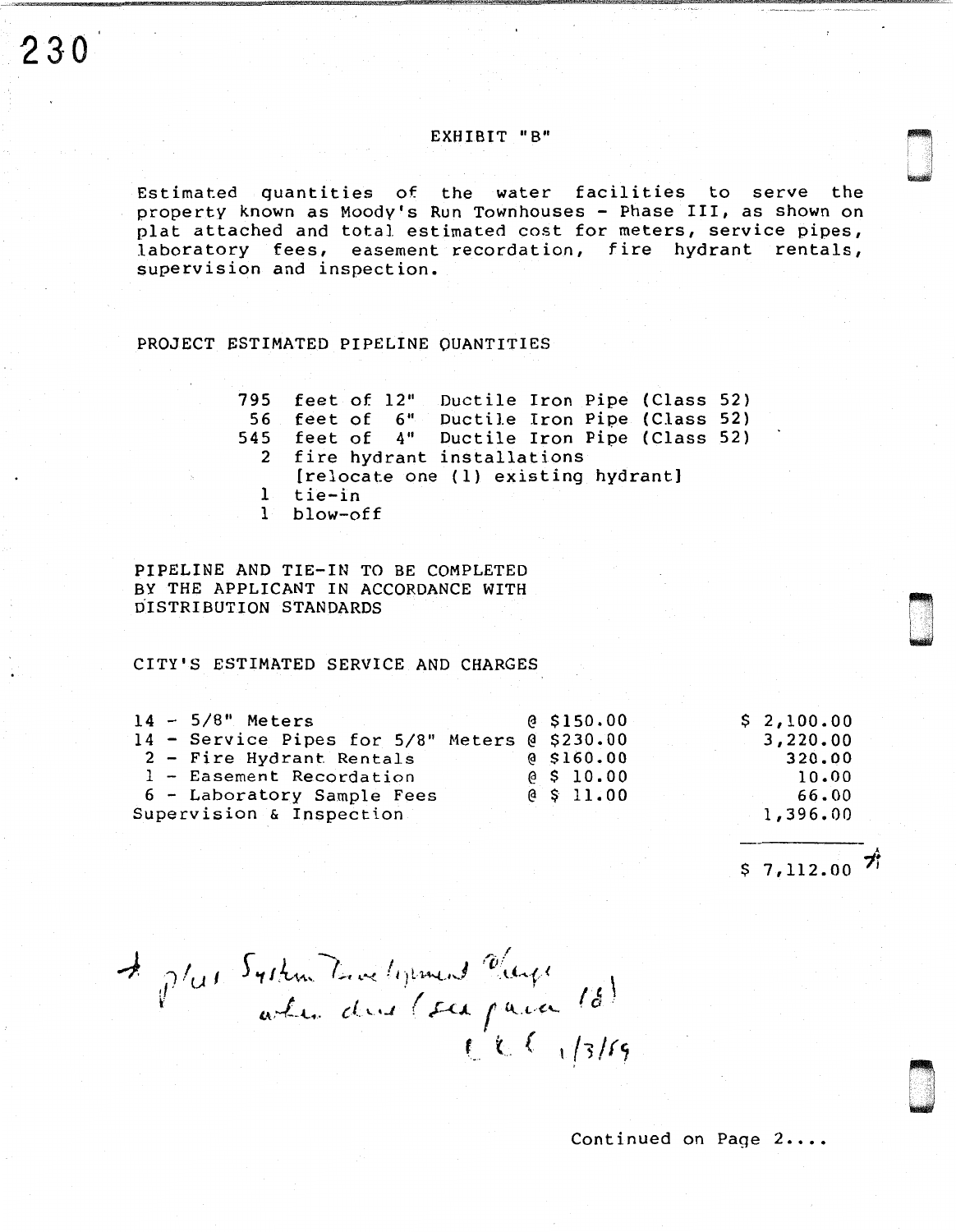# EXHIBIT "B"

Estimated quantities of the water facilities to serve the property known as Moody's Run Townhouses - Phase III, as shown on plat attached and total estimated cost for meters, service pipes, laboratory fees, easement recordation, fire hydrant rentals, supervision and inspection.

## PROJECT ESTIMATED PIPELINE QUANTITIES

795 feet of 12" Ductile Iron Pipe (Class 52)
56 feet of 6" Ductile Iron Pipe (Class 52)
545 feet of 4" Ductile Iron Pipe (Class 52)
2 fire hydrant installations
[relocate one (1) existing hydrant]
1 tie-in
1 blow-off

PIPELINE AND TIE-IN TO BE COMPLETED BY THE APPLICANT IN ACCORDANCE WITH DISTRIBUTION STANDARDS

## CITY'S ESTIMATED SERVICE AND CHARGES

| Item | Rate | Amount |
|---|---|---|
| 14 - 5/8" Meters | @ $150.00 | $ 2,100.00 |
| 14 - Service Pipes for 5/8" Meters | @ $230.00 | 3,220.00 |
| 2 - Fire Hydrant Rentals | @ $160.00 | 320.00 |
| 1 - Easement Recordation | @ $ 10.00 | 10.00 |
| 6 - Laboratory Sample Fees | @ $ 11.00 | 66.00 |
| Supervision & Inspection | | 1,396.00 |
| | | $ 7,112.00 * |

\* plus System Development Charge when due (see para 18)
C.C.C. 1/3/89

Continued on Page 2....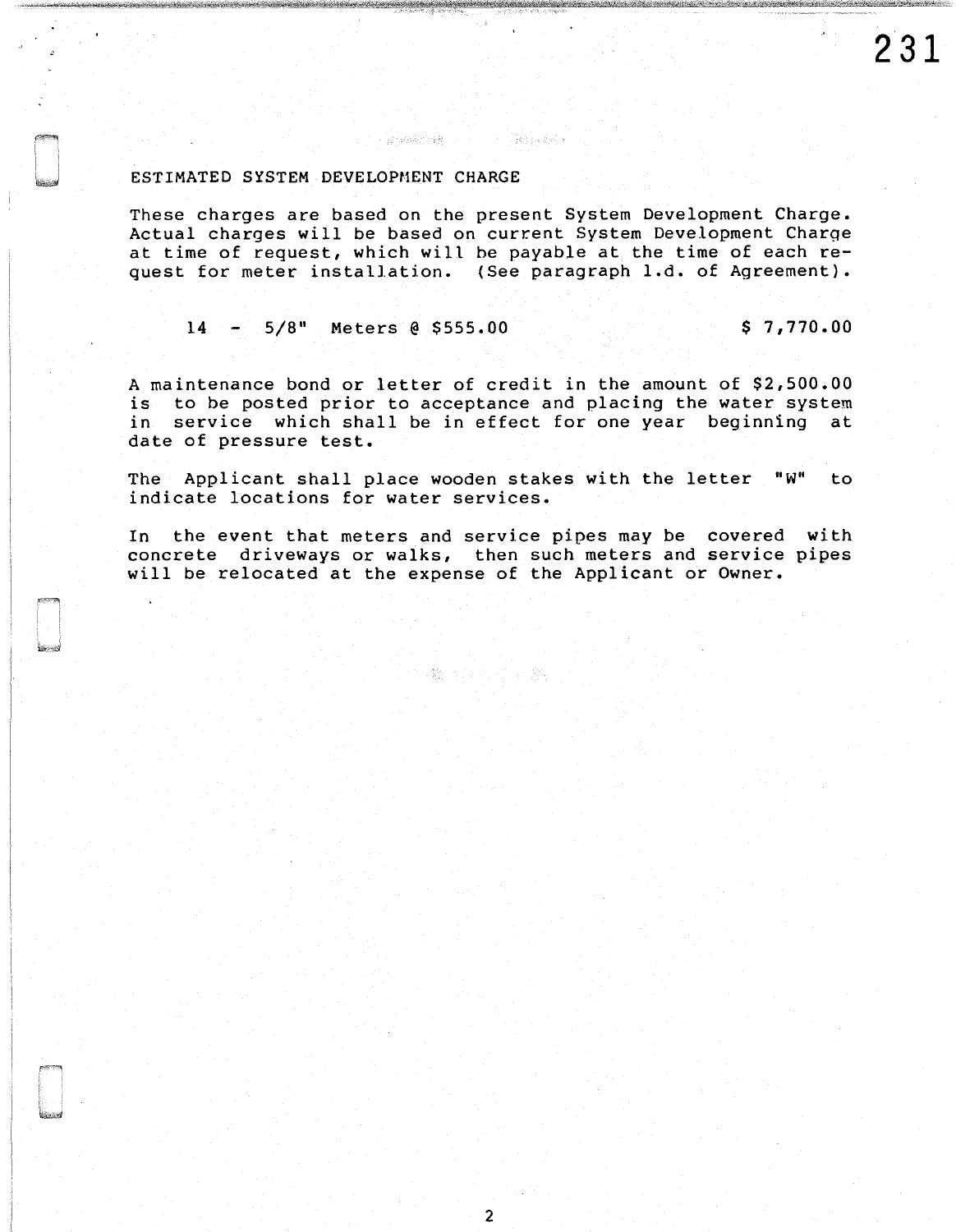## ESTIMATED SYSTEM DEVELOPMENT CHARGE

These charges are based on the present System Development Charge. Actual charges will be based on current System Development Charge at time of request, which will be payable at the time of each request for meter installation. (See paragraph 1.d. of Agreement).

| | |
|---|---|
| 14 - 5/8" Meters @ $555.00 | $ 7,770.00 |

A maintenance bond or letter of credit in the amount of $2,500.00 is to be posted prior to acceptance and placing the water system in service which shall be in effect for one year beginning at date of pressure test.

The Applicant shall place wooden stakes with the letter "W" to indicate locations for water services.

In the event that meters and service pipes may be covered with concrete driveways or walks, then such meters and service pipes will be relocated at the expense of the Applicant or Owner.